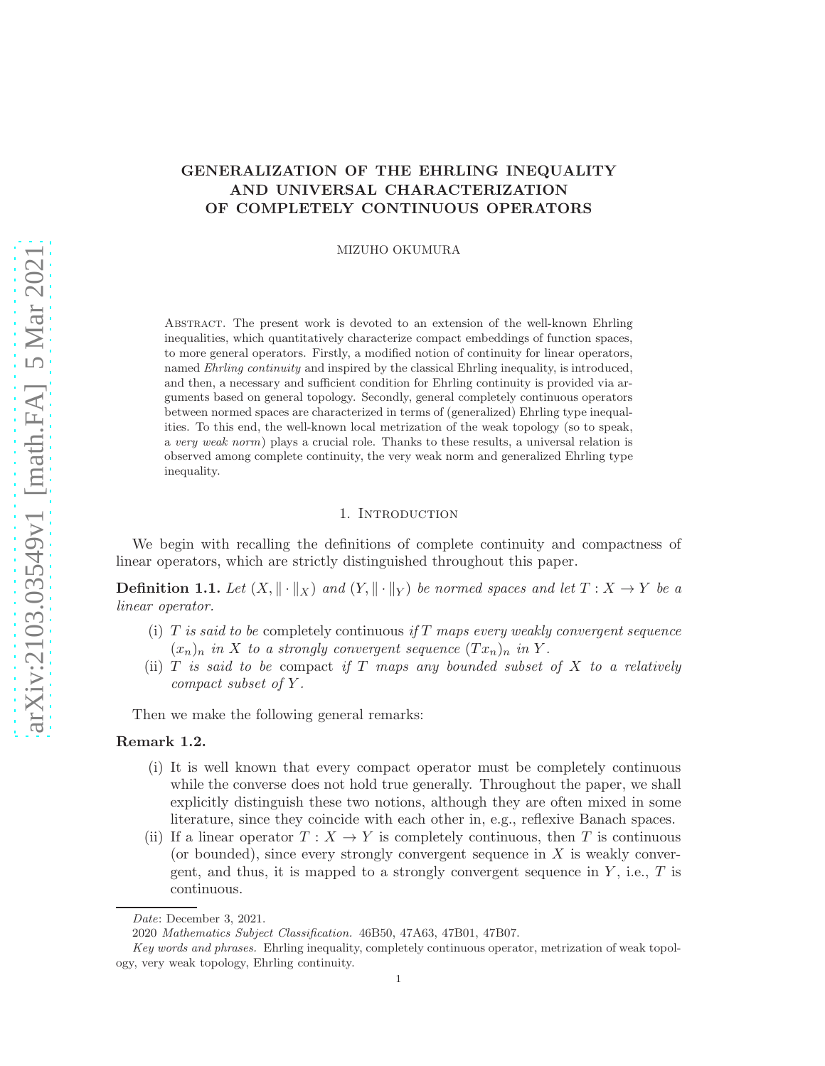# GENERALIZATION OF THE EHRLING INEQUALITY AND UNIVERSAL CHARACTERIZATION OF COMPLETELY CONTINUOUS OPERATORS

MIZUHO OKUMURA

Abstract. The present work is devoted to an extension of the well-known Ehrling inequalities, which quantitatively characterize compact embeddings of function spaces, to more general operators. Firstly, a modified notion of continuity for linear operators, named *Ehrling continuity* and inspired by the classical Ehrling inequality, is introduced, and then, a necessary and sufficient condition for Ehrling continuity is provided via arguments based on general topology. Secondly, general completely continuous operators between normed spaces are characterized in terms of (generalized) Ehrling type inequalities. To this end, the well-known local metrization of the weak topology (so to speak, a *very weak norm*) plays a crucial role. Thanks to these results, a universal relation is observed among complete continuity, the very weak norm and generalized Ehrling type inequality.

## 1. Introduction

We begin with recalling the definitions of complete continuity and compactness of linear operators, which are strictly distinguished throughout this paper.

**Definition 1.1.** *Let $(X, \|\cdot\|_X)$ and $(Y, \|\cdot\|_Y)$ be normed spaces and let $T : X \to Y$ be a linear operator.*

(i) *$T$ is said to be* completely continuous *if $T$ maps every weakly convergent sequence $(x_n)_n$ in $X$ to a strongly convergent sequence $(Tx_n)_n$ in $Y$.*

(ii) *$T$ is said to be* compact *if $T$ maps any bounded subset of $X$ to a relatively compact subset of $Y$.*

Then we make the following general remarks:

**Remark 1.2.**

(i) It is well known that every compact operator must be completely continuous while the converse does not hold true generally. Throughout the paper, we shall explicitly distinguish these two notions, although they are often mixed in some literature, since they coincide with each other in, e.g., reflexive Banach spaces.

(ii) If a linear operator $T : X \to Y$ is completely continuous, then $T$ is continuous (or bounded), since every strongly convergent sequence in $X$ is weakly convergent, and thus, it is mapped to a strongly convergent sequence in $Y$, i.e., $T$ is continuous.

*Date*: December 3, 2021.

2020 *Mathematics Subject Classification.* 46B50, 47A63, 47B01, 47B07.

*Key words and phrases.* Ehrling inequality, completely continuous operator, metrization of weak topology, very weak topology, Ehrling continuity.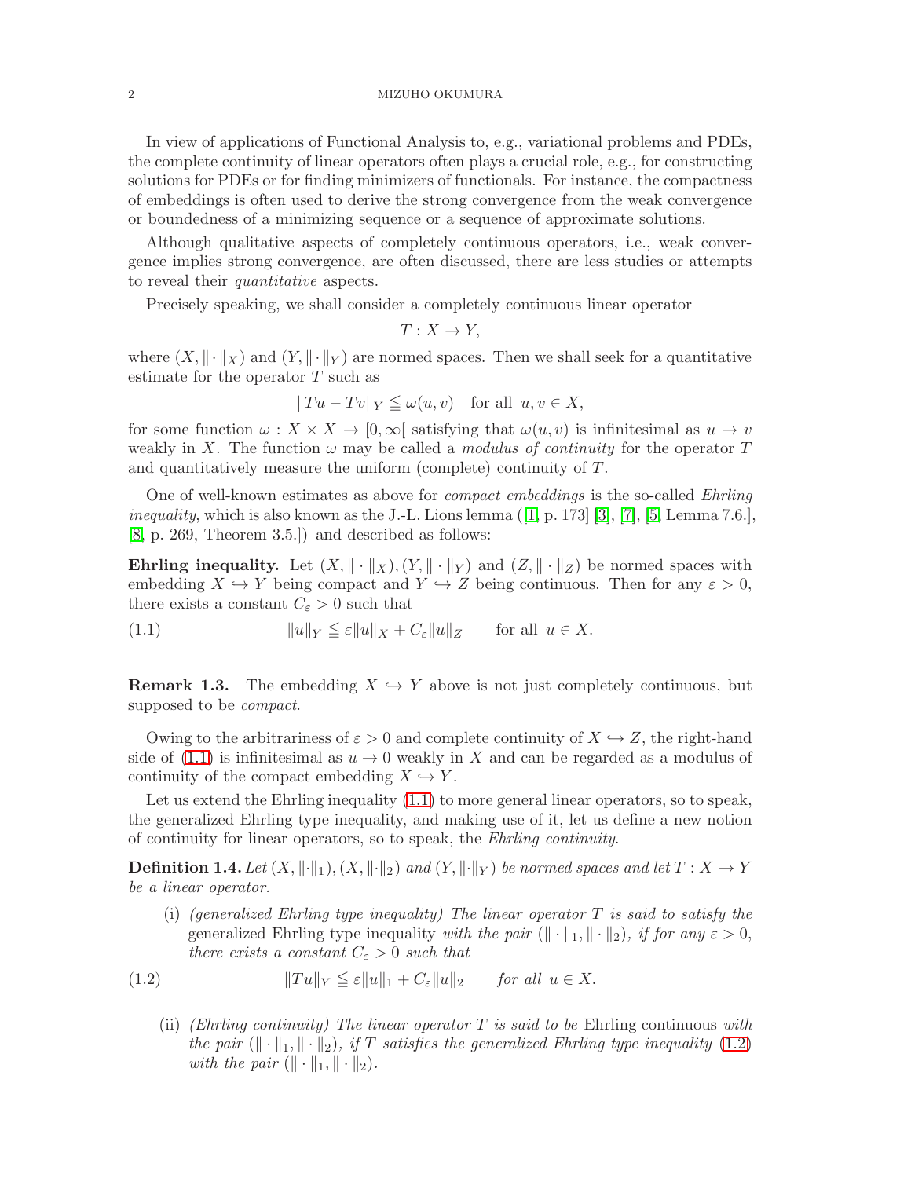In view of applications of Functional Analysis to, e.g., variational problems and PDEs, the complete continuity of linear operators often plays a crucial role, e.g., for constructing solutions for PDEs or for finding minimizers of functionals. For instance, the compactness of embeddings is often used to derive the strong convergence from the weak convergence or boundedness of a minimizing sequence or a sequence of approximate solutions.

Although qualitative aspects of completely continuous operators, i.e., weak convergence implies strong convergence, are often discussed, there are less studies or attempts to reveal their *quantitative* aspects.

Precisely speaking, we shall consider a completely continuous linear operator

$$T : X \to Y,$$

where $(X, \|\cdot\|_X)$ and $(Y, \|\cdot\|_Y)$ are normed spaces. Then we shall seek for a quantitative estimate for the operator $T$ such as

$$\|Tu - Tv\|_Y \leqq \omega(u, v) \quad \text{for all } u, v \in X,$$

for some function $\omega : X \times X \to [0, \infty[$ satisfying that $\omega(u, v)$ is infinitesimal as $u \to v$ weakly in $X$. The function $\omega$ may be called a *modulus of continuity* for the operator $T$ and quantitatively measure the uniform (complete) continuity of $T$.

One of well-known estimates as above for *compact embeddings* is the so-called *Ehrling inequality*, which is also known as the J.-L. Lions lemma ([1, p. 173] [3], [7], [5, Lemma 7.6.], [8, p. 269, Theorem 3.5.]) and described as follows:

**Ehrling inequality.** Let $(X, \|\cdot\|_X), (Y, \|\cdot\|_Y)$ and $(Z, \|\cdot\|_Z)$ be normed spaces with embedding $X \hookrightarrow Y$ being compact and $Y \hookrightarrow Z$ being continuous. Then for any $\varepsilon > 0$, there exists a constant $C_\varepsilon > 0$ such that

$$\|u\|_Y \leqq \varepsilon \|u\|_X + C_\varepsilon \|u\|_Z \qquad \text{for all } u \in X. \tag{1.1}$$

**Remark 1.3.** The embedding $X \hookrightarrow Y$ above is not just completely continuous, but supposed to be *compact*.

Owing to the arbitrariness of $\varepsilon > 0$ and complete continuity of $X \hookrightarrow Z$, the right-hand side of (1.1) is infinitesimal as $u \to 0$ weakly in $X$ and can be regarded as a modulus of continuity of the compact embedding $X \hookrightarrow Y$.

Let us extend the Ehrling inequality (1.1) to more general linear operators, so to speak, the generalized Ehrling type inequality, and making use of it, let us define a new notion of continuity for linear operators, so to speak, the *Ehrling continuity*.

**Definition 1.4.** *Let $(X, \|\cdot\|_1), (X, \|\cdot\|_2)$ and $(Y, \|\cdot\|_Y)$ be normed spaces and let $T : X \to Y$ be a linear operator.*

(i) *(generalized Ehrling type inequality) The linear operator $T$ is said to satisfy the* generalized Ehrling type inequality *with the pair $(\|\cdot\|_1, \|\cdot\|_2)$, if for any $\varepsilon > 0$, there exists a constant $C_\varepsilon > 0$ such that*

$$\|Tu\|_Y \leqq \varepsilon \|u\|_1 + C_\varepsilon \|u\|_2 \qquad \text{for all } u \in X. \tag{1.2}$$

(ii) *(Ehrling continuity) The linear operator $T$ is said to be* Ehrling continuous *with the pair $(\|\cdot\|_1, \|\cdot\|_2)$, if $T$ satisfies the generalized Ehrling type inequality (1.2) with the pair $(\|\cdot\|_1, \|\cdot\|_2)$.*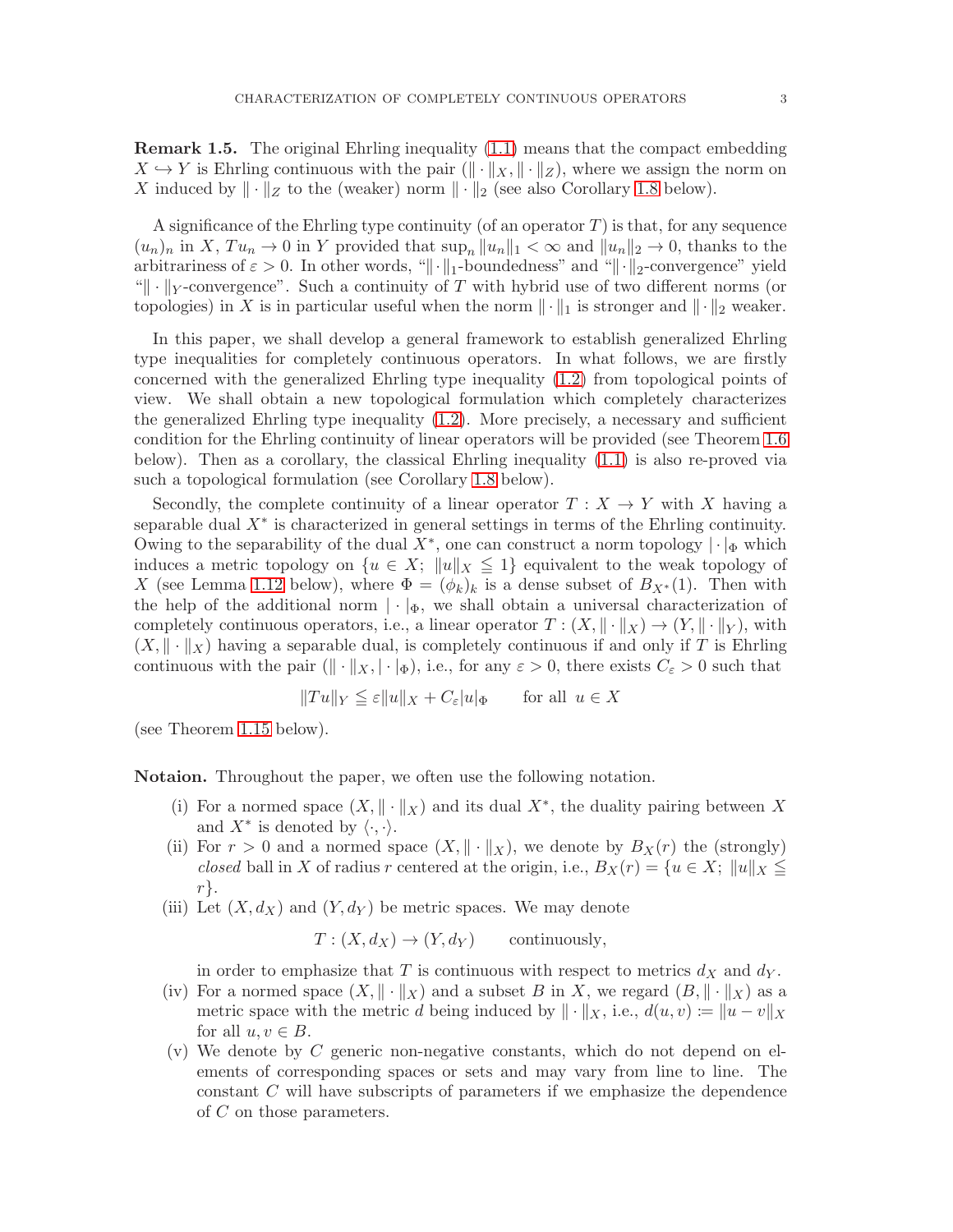**Remark 1.5.** The original Ehrling inequality (1.1) means that the compact embedding $X \hookrightarrow Y$ is Ehrling continuous with the pair $(\|\cdot\|_X, \|\cdot\|_Z)$, where we assign the norm on $X$ induced by $\|\cdot\|_Z$ to the (weaker) norm $\|\cdot\|_2$ (see also Corollary 1.8 below).

A significance of the Ehrling type continuity (of an operator $T$) is that, for any sequence $(u_n)_n$ in $X$, $Tu_n \to 0$ in $Y$ provided that $\sup_n \|u_n\|_1 < \infty$ and $\|u_n\|_2 \to 0$, thanks to the arbitrariness of $\varepsilon > 0$. In other words, "$\|\cdot\|_1$-boundedness" and "$\|\cdot\|_2$-convergence" yield "$\|\cdot\|_Y$-convergence". Such a continuity of $T$ with hybrid use of two different norms (or topologies) in $X$ is in particular useful when the norm $\|\cdot\|_1$ is stronger and $\|\cdot\|_2$ weaker.

In this paper, we shall develop a general framework to establish generalized Ehrling type inequalities for completely continuous operators. In what follows, we are firstly concerned with the generalized Ehrling type inequality (1.2) from topological points of view. We shall obtain a new topological formulation which completely characterizes the generalized Ehrling type inequality (1.2). More precisely, a necessary and sufficient condition for the Ehrling continuity of linear operators will be provided (see Theorem 1.6 below). Then as a corollary, the classical Ehrling inequality (1.1) is also re-proved via such a topological formulation (see Corollary 1.8 below).

Secondly, the complete continuity of a linear operator $T : X \to Y$ with $X$ having a separable dual $X^*$ is characterized in general settings in terms of the Ehrling continuity. Owing to the separability of the dual $X^*$, one can construct a norm topology $|\cdot|_\Phi$ which induces a metric topology on $\{u \in X;\ \|u\|_X \leqq 1\}$ equivalent to the weak topology of $X$ (see Lemma 1.12 below), where $\Phi = (\phi_k)_k$ is a dense subset of $B_{X^*}(1)$. Then with the help of the additional norm $|\cdot|_\Phi$, we shall obtain a universal characterization of completely continuous operators, i.e., a linear operator $T : (X, \|\cdot\|_X) \to (Y, \|\cdot\|_Y)$, with $(X, \|\cdot\|_X)$ having a separable dual, is completely continuous if and only if $T$ is Ehrling continuous with the pair $(\|\cdot\|_X, |\cdot|_\Phi)$, i.e., for any $\varepsilon > 0$, there exists $C_\varepsilon > 0$ such that

$$\|Tu\|_Y \leqq \varepsilon \|u\|_X + C_\varepsilon |u|_\Phi \qquad \text{for all } u \in X$$

(see Theorem 1.15 below).

**Notaion.** Throughout the paper, we often use the following notation.

- (i) For a normed space $(X, \|\cdot\|_X)$ and its dual $X^*$, the duality pairing between $X$ and $X^*$ is denoted by $\langle \cdot, \cdot \rangle$.
- (ii) For $r > 0$ and a normed space $(X, \|\cdot\|_X)$, we denote by $B_X(r)$ the (strongly) *closed* ball in $X$ of radius $r$ centered at the origin, i.e., $B_X(r) = \{u \in X;\ \|u\|_X \leqq r\}$.
- (iii) Let $(X, d_X)$ and $(Y, d_Y)$ be metric spaces. We may denote
$$T : (X, d_X) \to (Y, d_Y) \qquad \text{continuously,}$$
in order to emphasize that $T$ is continuous with respect to metrics $d_X$ and $d_Y$.
- (iv) For a normed space $(X, \|\cdot\|_X)$ and a subset $B$ in $X$, we regard $(B, \|\cdot\|_X)$ as a metric space with the metric $d$ being induced by $\|\cdot\|_X$, i.e., $d(u, v) := \|u - v\|_X$ for all $u, v \in B$.
- (v) We denote by $C$ generic non-negative constants, which do not depend on elements of corresponding spaces or sets and may vary from line to line. The constant $C$ will have subscripts of parameters if we emphasize the dependence of $C$ on those parameters.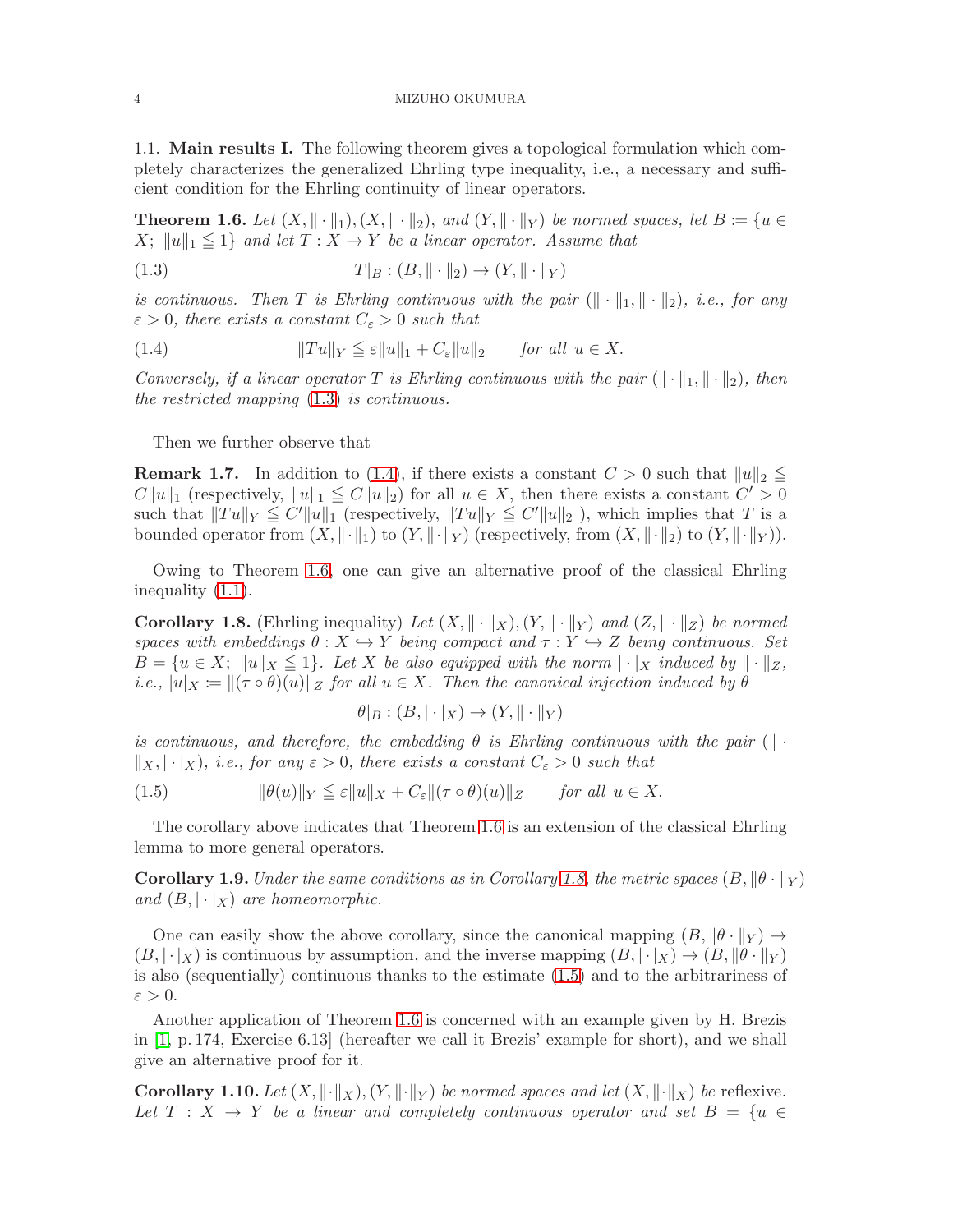### 1.1. Main results I.

The following theorem gives a topological formulation which completely characterizes the generalized Ehrling type inequality, i.e., a necessary and sufficient condition for the Ehrling continuity of linear operators.

**Theorem 1.6.** *Let $(X, \|\cdot\|_1), (X, \|\cdot\|_2)$, and $(Y, \|\cdot\|_Y)$ be normed spaces, let $B := \{u \in X;\ \|u\|_1 \leqq 1\}$ and let $T : X \to Y$ be a linear operator. Assume that*

$$T|_B : (B, \|\cdot\|_2) \to (Y, \|\cdot\|_Y) \tag{1.3}$$

*is continuous. Then $T$ is Ehrling continuous with the pair $(\|\cdot\|_1, \|\cdot\|_2)$, i.e., for any $\varepsilon > 0$, there exists a constant $C_\varepsilon > 0$ such that*

$$\|Tu\|_Y \leqq \varepsilon \|u\|_1 + C_\varepsilon \|u\|_2 \qquad \text{for all } u \in X. \tag{1.4}$$

*Conversely, if a linear operator $T$ is Ehrling continuous with the pair $(\|\cdot\|_1, \|\cdot\|_2)$, then the restricted mapping (1.3) is continuous.*

Then we further observe that

**Remark 1.7.** In addition to (1.4), if there exists a constant $C > 0$ such that $\|u\|_2 \leqq C\|u\|_1$ (respectively, $\|u\|_1 \leqq C\|u\|_2$) for all $u \in X$, then there exists a constant $C' > 0$ such that $\|Tu\|_Y \leqq C'\|u\|_1$ (respectively, $\|Tu\|_Y \leqq C'\|u\|_2$ ), which implies that $T$ is a bounded operator from $(X, \|\cdot\|_1)$ to $(Y, \|\cdot\|_Y)$ (respectively, from $(X, \|\cdot\|_2)$ to $(Y, \|\cdot\|_Y)$).

Owing to Theorem 1.6, one can give an alternative proof of the classical Ehrling inequality (1.1).

**Corollary 1.8.** (Ehrling inequality) *Let $(X, \|\cdot\|_X), (Y, \|\cdot\|_Y)$ and $(Z, \|\cdot\|_Z)$ be normed spaces with embeddings $\theta : X \hookrightarrow Y$ being compact and $\tau : Y \hookrightarrow Z$ being continuous. Set $B = \{u \in X;\ \|u\|_X \leqq 1\}$. Let $X$ be also equipped with the norm $|\cdot|_X$ induced by $\|\cdot\|_Z$, i.e., $|u|_X := \|(\tau \circ \theta)(u)\|_Z$ for all $u \in X$. Then the canonical injection induced by $\theta$*

$$\theta|_B : (B, |\cdot|_X) \to (Y, \|\cdot\|_Y)$$

*is continuous, and therefore, the embedding $\theta$ is Ehrling continuous with the pair $(\|\cdot\|_X, |\cdot|_X)$, i.e., for any $\varepsilon > 0$, there exists a constant $C_\varepsilon > 0$ such that*

$$\|\theta(u)\|_Y \leqq \varepsilon \|u\|_X + C_\varepsilon \|(\tau \circ \theta)(u)\|_Z \qquad \text{for all } u \in X. \tag{1.5}$$

The corollary above indicates that Theorem 1.6 is an extension of the classical Ehrling lemma to more general operators.

**Corollary 1.9.** *Under the same conditions as in Corollary 1.8, the metric spaces $(B, \|\theta \cdot\|_Y)$ and $(B, |\cdot|_X)$ are homeomorphic.*

One can easily show the above corollary, since the canonical mapping $(B, \|\theta \cdot\|_Y) \to (B, |\cdot|_X)$ is continuous by assumption, and the inverse mapping $(B, |\cdot|_X) \to (B, \|\theta \cdot\|_Y)$ is also (sequentially) continuous thanks to the estimate (1.5) and to the arbitrariness of $\varepsilon > 0$.

Another application of Theorem 1.6 is concerned with an example given by H. Brezis in [1, p. 174, Exercise 6.13] (hereafter we call it Brezis' example for short), and we shall give an alternative proof for it.

**Corollary 1.10.** *Let $(X, \|\cdot\|_X), (Y, \|\cdot\|_Y)$ be normed spaces and let $(X, \|\cdot\|_X)$ be reflexive. Let $T : X \to Y$ be a linear and completely continuous operator and set $B = \{u \in$*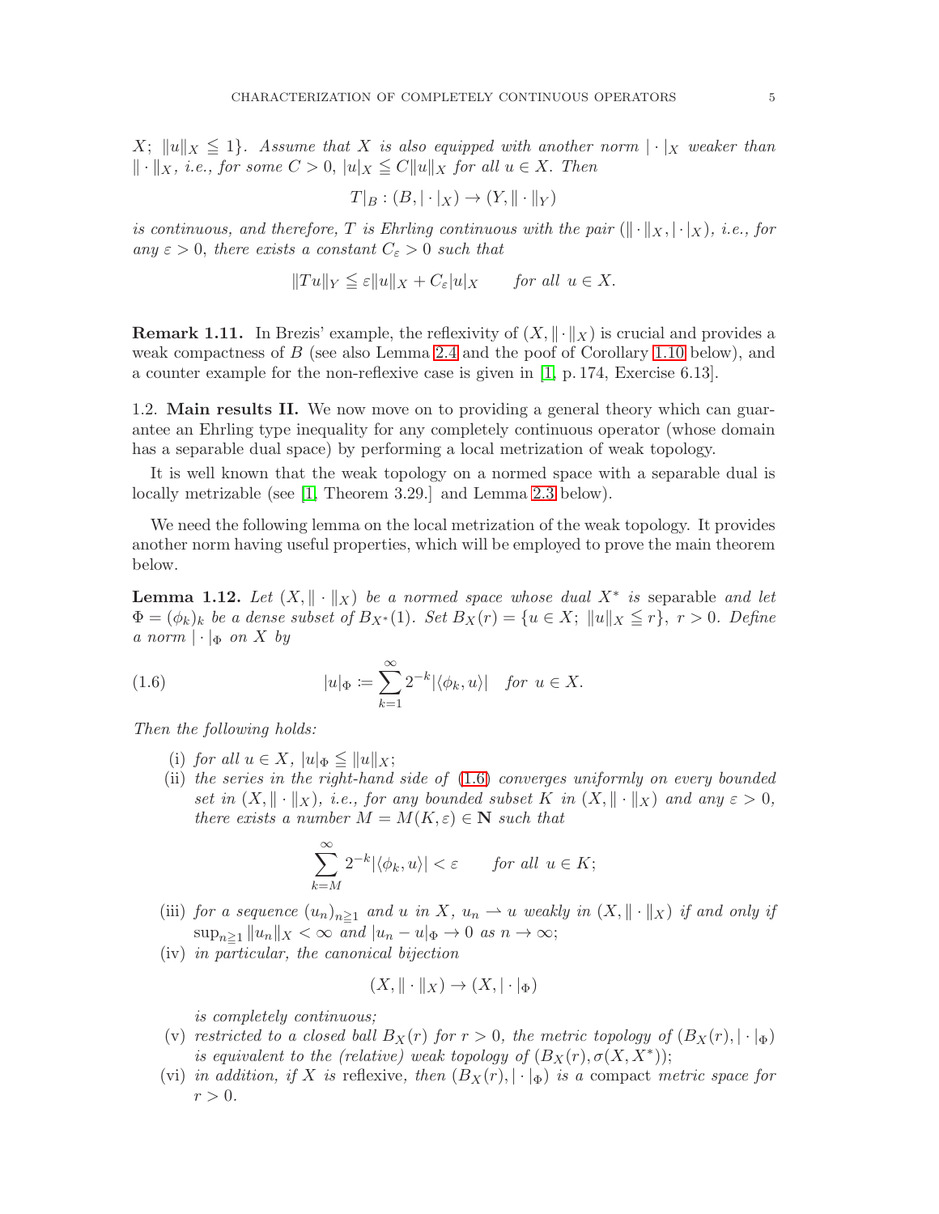*$X$; $\|u\|_X \leqq 1\}$. Assume that $X$ is also equipped with another norm $|\cdot|_X$ weaker than $\|\cdot\|_X$, i.e., for some $C > 0$, $|u|_X \leqq C\|u\|_X$ for all $u \in X$. Then*

$$T|_B : (B, |\cdot|_X) \to (Y, \|\cdot\|_Y)$$

*is continuous, and therefore, $T$ is Ehrling continuous with the pair $(\|\cdot\|_X, |\cdot|_X)$, i.e., for any $\varepsilon > 0$, there exists a constant $C_\varepsilon > 0$ such that*

$$\|Tu\|_Y \leqq \varepsilon\|u\|_X + C_\varepsilon |u|_X \qquad \text{for all } u \in X.$$

**Remark 1.11.** In Brezis' example, the reflexivity of $(X, \|\cdot\|_X)$ is crucial and provides a weak compactness of $B$ (see also Lemma 2.4 and the poof of Corollary 1.10 below), and a counter example for the non-reflexive case is given in [1, p. 174, Exercise 6.13].

1.2. **Main results II.** We now move on to providing a general theory which can guarantee an Ehrling type inequality for any completely continuous operator (whose domain has a separable dual space) by performing a local metrization of weak topology.

It is well known that the weak topology on a normed space with a separable dual is locally metrizable (see [1, Theorem 3.29.] and Lemma 2.3 below).

We need the following lemma on the local metrization of the weak topology. It provides another norm having useful properties, which will be employed to prove the main theorem below.

**Lemma 1.12.** *Let $(X, \|\cdot\|_X)$ be a normed space whose dual $X^*$ is* separable *and let $\Phi = (\phi_k)_k$ be a dense subset of $B_{X^*}(1)$. Set $B_X(r) = \{u \in X;\ \|u\|_X \leqq r\}$, $r > 0$. Define a norm $|\cdot|_\Phi$ on $X$ by*

$$|u|_\Phi := \sum_{k=1}^{\infty} 2^{-k} |\langle \phi_k, u\rangle| \quad \text{for } u \in X. \tag{1.6}$$

*Then the following holds:*

- (i) *for all $u \in X$, $|u|_\Phi \leqq \|u\|_X$;*
- (ii) *the series in the right-hand side of (1.6) converges uniformly on every bounded set in $(X, \|\cdot\|_X)$, i.e., for any bounded subset $K$ in $(X, \|\cdot\|_X)$ and any $\varepsilon > 0$, there exists a number $M = M(K, \varepsilon) \in \mathbf{N}$ such that*

$$\sum_{k=M}^{\infty} 2^{-k} |\langle \phi_k, u\rangle| < \varepsilon \qquad \text{for all } u \in K;$$

- (iii) *for a sequence $(u_n)_{n\geqq 1}$ and $u$ in $X$, $u_n \rightharpoonup u$ weakly in $(X, \|\cdot\|_X)$ if and only if $\sup_{n\geqq 1} \|u_n\|_X < \infty$ and $|u_n - u|_\Phi \to 0$ as $n \to \infty$;*
- (iv) *in particular, the canonical bijection*

$$(X, \|\cdot\|_X) \to (X, |\cdot|_\Phi)$$

  *is completely continuous;*
- (v) *restricted to a closed ball $B_X(r)$ for $r > 0$, the metric topology of $(B_X(r), |\cdot|_\Phi)$ is equivalent to the (relative) weak topology of $(B_X(r), \sigma(X, X^*))$;*
- (vi) *in addition, if $X$ is* reflexive, *then $(B_X(r), |\cdot|_\Phi)$ is a* compact *metric space for $r > 0$.*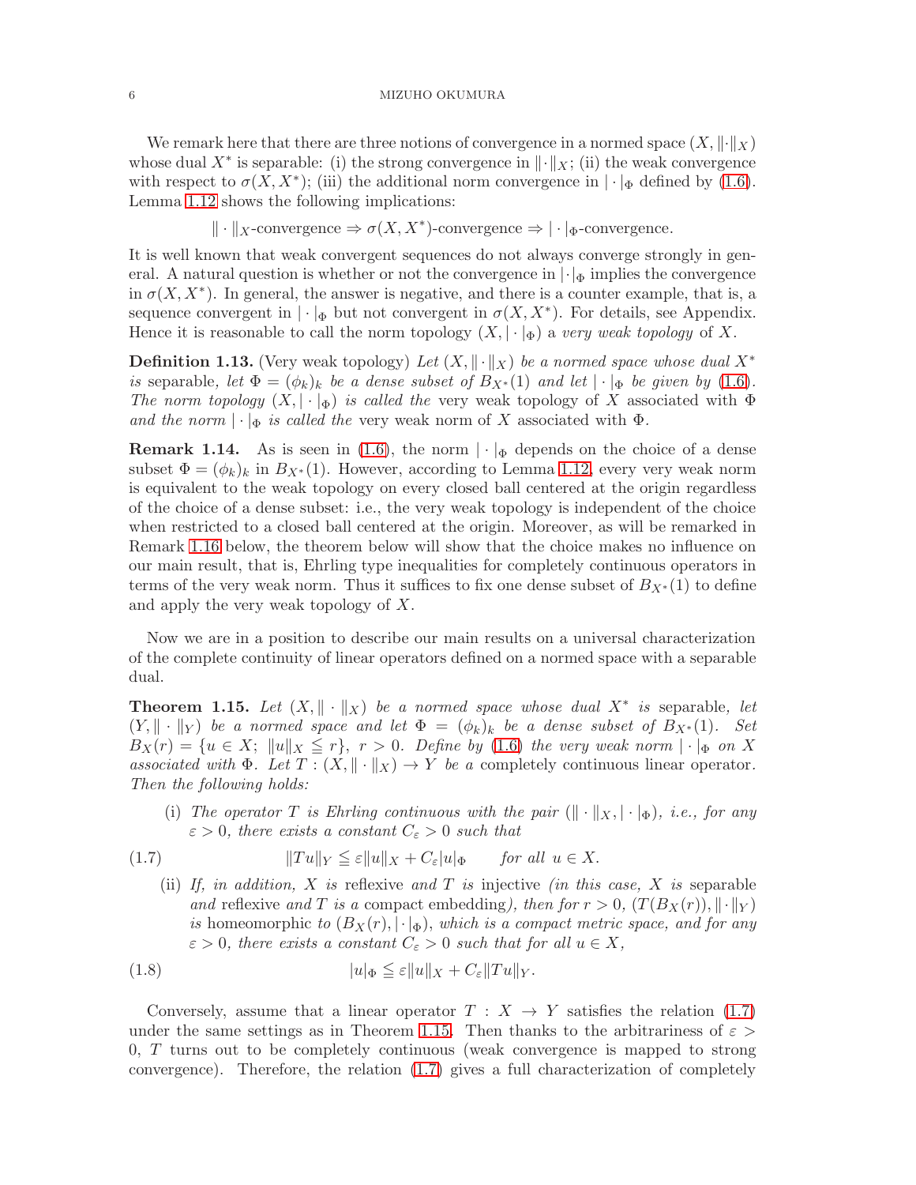We remark here that there are three notions of convergence in a normed space $(X, \|\cdot\|_X)$ whose dual $X^*$ is separable: (i) the strong convergence in $\|\cdot\|_X$; (ii) the weak convergence with respect to $\sigma(X, X^*)$; (iii) the additional norm convergence in $|\cdot|_\Phi$ defined by (1.6). Lemma 1.12 shows the following implications:

$$\|\cdot\|_X\text{-convergence} \Rightarrow \sigma(X, X^*)\text{-convergence} \Rightarrow |\cdot|_\Phi\text{-convergence}.$$

It is well known that weak convergent sequences do not always converge strongly in general. A natural question is whether or not the convergence in $|\cdot|_\Phi$ implies the convergence in $\sigma(X, X^*)$. In general, the answer is negative, and there is a counter example, that is, a sequence convergent in $|\cdot|_\Phi$ but not convergent in $\sigma(X, X^*)$. For details, see Appendix. Hence it is reasonable to call the norm topology $(X, |\cdot|_\Phi)$ a *very weak topology* of $X$.

**Definition 1.13.** (Very weak topology) *Let $(X, \|\cdot\|_X)$ be a normed space whose dual $X^*$ is* separable, *let $\Phi = (\phi_k)_k$ be a dense subset of $B_{X^*}(1)$ and let $|\cdot|_\Phi$ be given by (1.6). The norm topology $(X, |\cdot|_\Phi)$ is called the* very weak topology of $X$ associated with $\Phi$ *and the norm $|\cdot|_\Phi$ is called the* very weak norm of $X$ associated with $\Phi$.

**Remark 1.14.** As is seen in (1.6), the norm $|\cdot|_\Phi$ depends on the choice of a dense subset $\Phi = (\phi_k)_k$ in $B_{X^*}(1)$. However, according to Lemma 1.12, every very weak norm is equivalent to the weak topology on every closed ball centered at the origin regardless of the choice of a dense subset: i.e., the very weak topology is independent of the choice when restricted to a closed ball centered at the origin. Moreover, as will be remarked in Remark 1.16 below, the theorem below will show that the choice makes no influence on our main result, that is, Ehrling type inequalities for completely continuous operators in terms of the very weak norm. Thus it suffices to fix one dense subset of $B_{X^*}(1)$ to define and apply the very weak topology of $X$.

Now we are in a position to describe our main results on a universal characterization of the complete continuity of linear operators defined on a normed space with a separable dual.

**Theorem 1.15.** *Let $(X, \|\cdot\|_X)$ be a normed space whose dual $X^*$ is* separable, *let $(Y, \|\cdot\|_Y)$ be a normed space and let $\Phi = (\phi_k)_k$ be a dense subset of $B_{X^*}(1)$. Set $B_X(r) = \{u \in X;\ \|u\|_X \leqq r\}$, $r > 0$. Define by (1.6) the very weak norm $|\cdot|_\Phi$ on $X$ associated with $\Phi$. Let $T : (X, \|\cdot\|_X) \to Y$ be a* completely continuous *linear operator. Then the following holds:*

(i) *The operator $T$ is Ehrling continuous with the pair $(\|\cdot\|_X, |\cdot|_\Phi)$, i.e., for any $\varepsilon > 0$, there exists a constant $C_\varepsilon > 0$ such that*

$$\|Tu\|_Y \leqq \varepsilon \|u\|_X + C_\varepsilon |u|_\Phi \qquad \text{for all } u \in X. \tag{1.7}$$

(ii) *If, in addition, $X$ is* reflexive *and $T$ is* injective *(in this case, $X$ is* separable *and* reflexive *and $T$ is a* compact embedding*), then for $r > 0$, $(T(B_X(r)), \|\cdot\|_Y)$ is* homeomorphic *to $(B_X(r), |\cdot|_\Phi)$, which is a compact metric space, and for any $\varepsilon > 0$, there exists a constant $C_\varepsilon > 0$ such that for all $u \in X$,*

$$|u|_\Phi \leqq \varepsilon \|u\|_X + C_\varepsilon \|Tu\|_Y. \tag{1.8}$$

Conversely, assume that a linear operator $T : X \to Y$ satisfies the relation (1.7) under the same settings as in Theorem 1.15. Then thanks to the arbitrariness of $\varepsilon > 0$, $T$ turns out to be completely continuous (weak convergence is mapped to strong convergence). Therefore, the relation (1.7) gives a full characterization of completely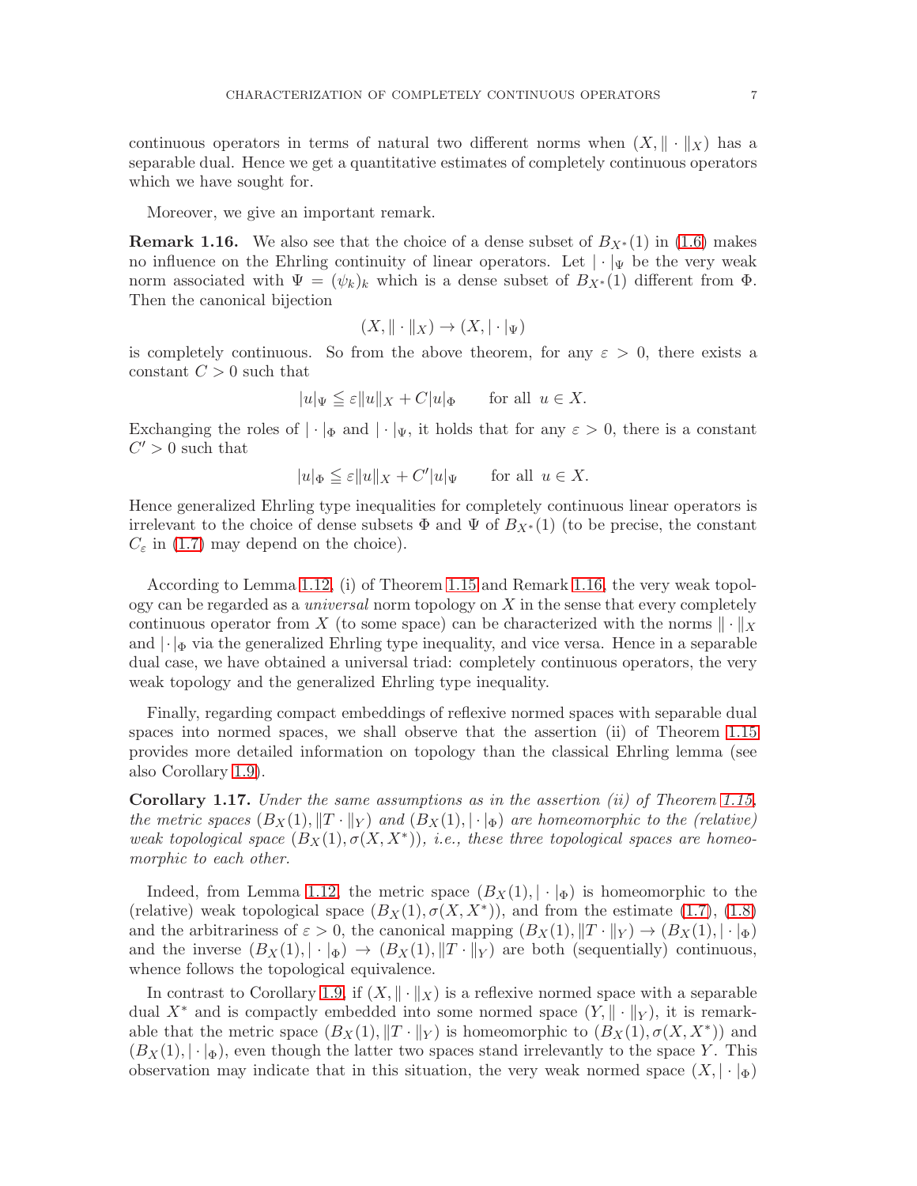continuous operators in terms of natural two different norms when $(X, \|\cdot\|_X)$ has a separable dual. Hence we get a quantitative estimates of completely continuous operators which we have sought for.

Moreover, we give an important remark.

**Remark 1.16.** We also see that the choice of a dense subset of $B_{X^*}(1)$ in (1.6) makes no influence on the Ehrling continuity of linear operators. Let $|\cdot|_\Psi$ be the very weak norm associated with $\Psi = (\psi_k)_k$ which is a dense subset of $B_{X^*}(1)$ different from $\Phi$. Then the canonical bijection

$$(X, \|\cdot\|_X) \to (X, |\cdot|_\Psi)$$

is completely continuous. So from the above theorem, for any $\varepsilon > 0$, there exists a constant $C > 0$ such that

$$|u|_\Psi \leqq \varepsilon \|u\|_X + C|u|_\Phi \qquad \text{for all } u \in X.$$

Exchanging the roles of $|\cdot|_\Phi$ and $|\cdot|_\Psi$, it holds that for any $\varepsilon > 0$, there is a constant $C' > 0$ such that

$$|u|_\Phi \leqq \varepsilon \|u\|_X + C'|u|_\Psi \qquad \text{for all } u \in X.$$

Hence generalized Ehrling type inequalities for completely continuous linear operators is irrelevant to the choice of dense subsets $\Phi$ and $\Psi$ of $B_{X^*}(1)$ (to be precise, the constant $C_\varepsilon$ in (1.7) may depend on the choice).

According to Lemma 1.12, (i) of Theorem 1.15 and Remark 1.16, the very weak topology can be regarded as a *universal* norm topology on $X$ in the sense that every completely continuous operator from $X$ (to some space) can be characterized with the norms $\|\cdot\|_X$ and $|\cdot|_\Phi$ via the generalized Ehrling type inequality, and vice versa. Hence in a separable dual case, we have obtained a universal triad: completely continuous operators, the very weak topology and the generalized Ehrling type inequality.

Finally, regarding compact embeddings of reflexive normed spaces with separable dual spaces into normed spaces, we shall observe that the assertion (ii) of Theorem 1.15 provides more detailed information on topology than the classical Ehrling lemma (see also Corollary 1.9).

**Corollary 1.17.** *Under the same assumptions as in the assertion (ii) of Theorem 1.15, the metric spaces $(B_X(1), \|T\cdot\|_Y)$ and $(B_X(1), |\cdot|_\Phi)$ are homeomorphic to the (relative) weak topological space $(B_X(1), \sigma(X, X^*))$, i.e., these three topological spaces are homeomorphic to each other.*

Indeed, from Lemma 1.12, the metric space $(B_X(1), |\cdot|_\Phi)$ is homeomorphic to the (relative) weak topological space $(B_X(1), \sigma(X, X^*))$, and from the estimate (1.7), (1.8) and the arbitrariness of $\varepsilon > 0$, the canonical mapping $(B_X(1), \|T\cdot\|_Y) \to (B_X(1), |\cdot|_\Phi)$ and the inverse $(B_X(1), |\cdot|_\Phi) \to (B_X(1), \|T\cdot\|_Y)$ are both (sequentially) continuous, whence follows the topological equivalence.

In contrast to Corollary 1.9, if $(X, \|\cdot\|_X)$ is a reflexive normed space with a separable dual $X^*$ and is compactly embedded into some normed space $(Y, \|\cdot\|_Y)$, it is remarkable that the metric space $(B_X(1), \|T\cdot\|_Y)$ is homeomorphic to $(B_X(1), \sigma(X, X^*))$ and $(B_X(1), |\cdot|_\Phi)$, even though the latter two spaces stand irrelevantly to the space $Y$. This observation may indicate that in this situation, the very weak normed space $(X, |\cdot|_\Phi)$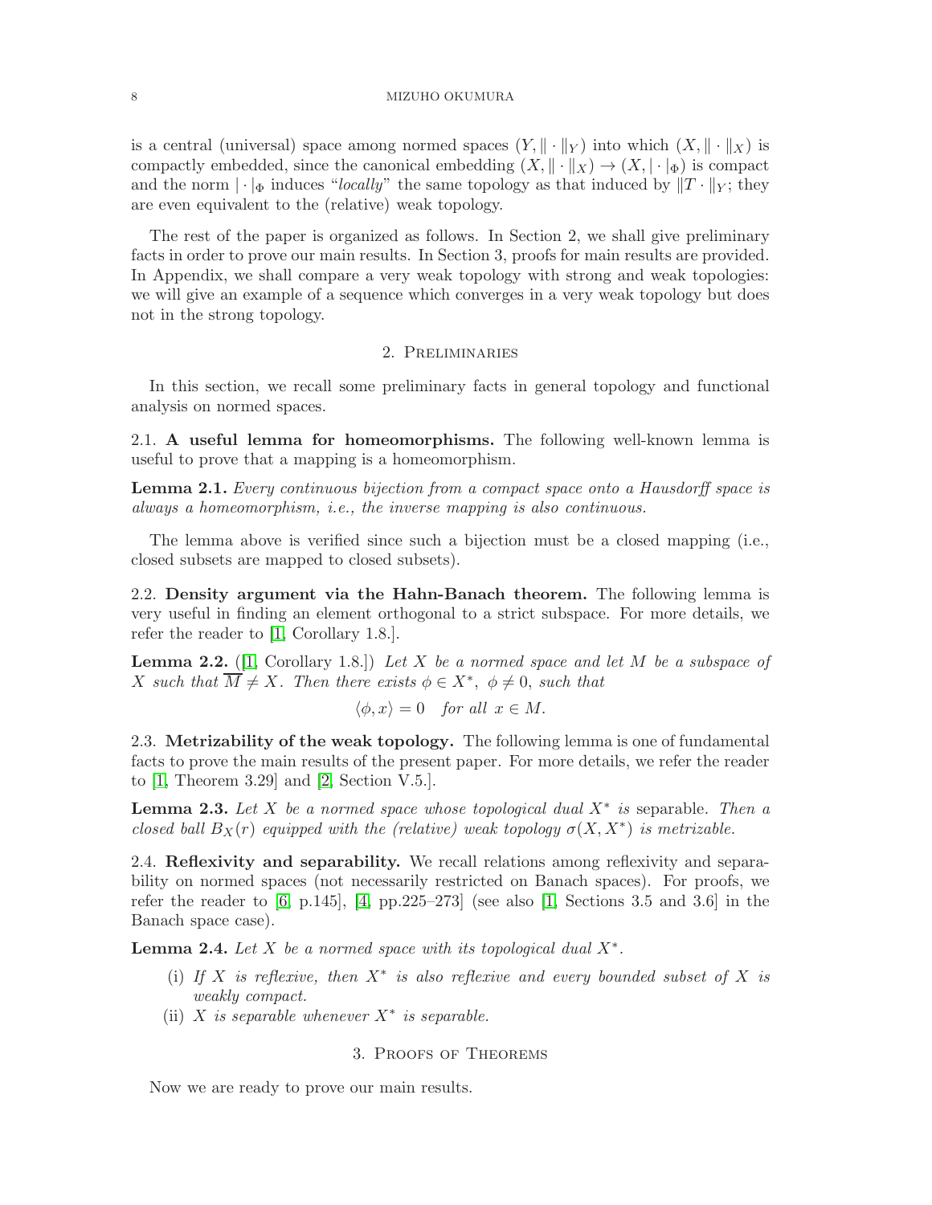is a central (universal) space among normed spaces $(Y, \|\cdot\|_Y)$ into which $(X, \|\cdot\|_X)$ is compactly embedded, since the canonical embedding $(X, \|\cdot\|_X) \to (X, |\cdot|_\Phi)$ is compact and the norm $|\cdot|_\Phi$ induces "*locally*" the same topology as that induced by $\|T \cdot\|_Y$; they are even equivalent to the (relative) weak topology.

The rest of the paper is organized as follows. In Section 2, we shall give preliminary facts in order to prove our main results. In Section 3, proofs for main results are provided. In Appendix, we shall compare a very weak topology with strong and weak topologies: we will give an example of a sequence which converges in a very weak topology but does not in the strong topology.

## 2. Preliminaries

In this section, we recall some preliminary facts in general topology and functional analysis on normed spaces.

2.1. **A useful lemma for homeomorphisms.** The following well-known lemma is useful to prove that a mapping is a homeomorphism.

**Lemma 2.1.** *Every continuous bijection from a compact space onto a Hausdorff space is always a homeomorphism, i.e., the inverse mapping is also continuous.*

The lemma above is verified since such a bijection must be a closed mapping (i.e., closed subsets are mapped to closed subsets).

2.2. **Density argument via the Hahn-Banach theorem.** The following lemma is very useful in finding an element orthogonal to a strict subspace. For more details, we refer the reader to [1, Corollary 1.8.].

**Lemma 2.2.** ([1, Corollary 1.8.]) *Let $X$ be a normed space and let $M$ be a subspace of $X$ such that $\overline{M} \neq X$. Then there exists $\phi \in X^*$, $\phi \neq 0$, such that*

$$\langle \phi, x \rangle = 0 \quad \textit{for all } x \in M.$$

2.3. **Metrizability of the weak topology.** The following lemma is one of fundamental facts to prove the main results of the present paper. For more details, we refer the reader to [1, Theorem 3.29] and [2, Section V.5.].

**Lemma 2.3.** *Let $X$ be a normed space whose topological dual $X^*$ is* separable*. Then a closed ball $B_X(r)$ equipped with the (relative) weak topology $\sigma(X, X^*)$ is metrizable.*

2.4. **Reflexivity and separability.** We recall relations among reflexivity and separability on normed spaces (not necessarily restricted on Banach spaces). For proofs, we refer the reader to [6, p.145], [4, pp.225–273] (see also [1, Sections 3.5 and 3.6] in the Banach space case).

**Lemma 2.4.** *Let $X$ be a normed space with its topological dual $X^*$.*

(i) *If $X$ is reflexive, then $X^*$ is also reflexive and every bounded subset of $X$ is weakly compact.*
(ii) *$X$ is separable whenever $X^*$ is separable.*

## 3. Proofs of Theorems

Now we are ready to prove our main results.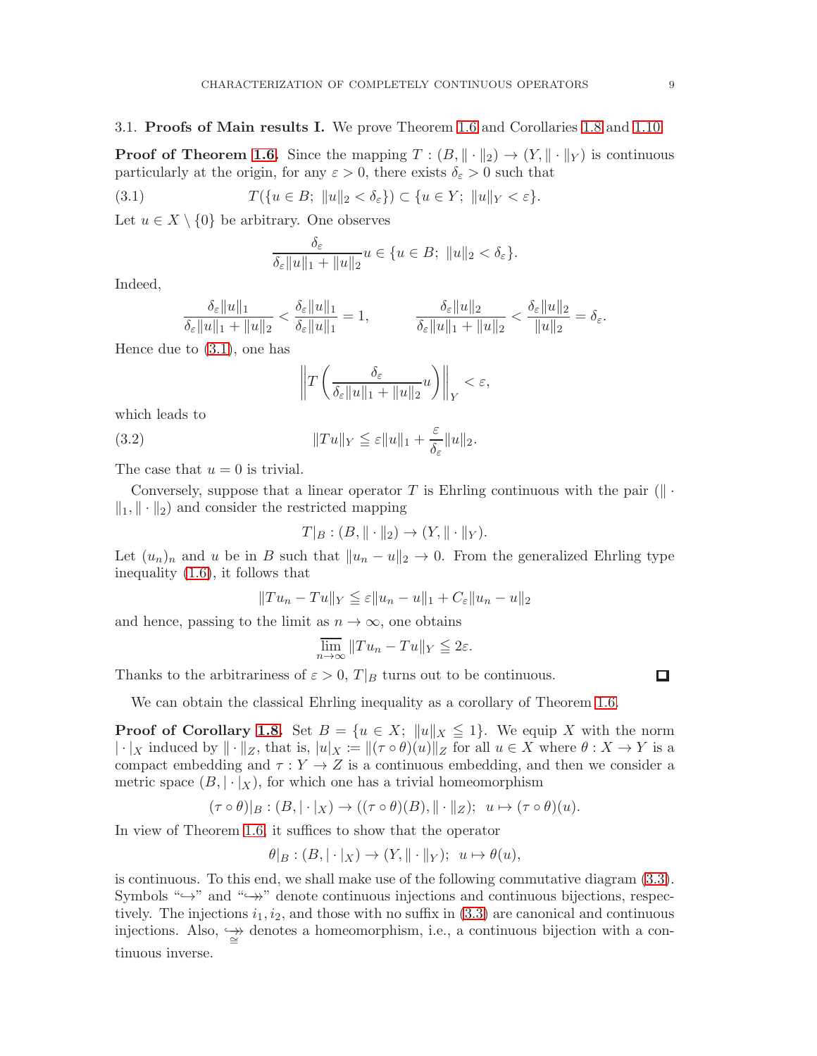### 3.1. **Proofs of Main results I.**

We prove Theorem 1.6 and Corollaries 1.8 and 1.10.

**Proof of Theorem 1.6.** Since the mapping $T : (B, \|\cdot\|_2) \to (Y, \|\cdot\|_Y)$ is continuous particularly at the origin, for any $\varepsilon > 0$, there exists $\delta_\varepsilon > 0$ such that

$$T(\{u \in B;\ \|u\|_2 < \delta_\varepsilon\}) \subset \{u \in Y;\ \|u\|_Y < \varepsilon\}. \tag{3.1}$$

Let $u \in X \setminus \{0\}$ be arbitrary. One observes

$$\frac{\delta_\varepsilon}{\delta_\varepsilon \|u\|_1 + \|u\|_2} u \in \{u \in B;\ \|u\|_2 < \delta_\varepsilon\}.$$

Indeed,

$$\frac{\delta_\varepsilon \|u\|_1}{\delta_\varepsilon \|u\|_1 + \|u\|_2} < \frac{\delta_\varepsilon \|u\|_1}{\delta_\varepsilon \|u\|_1} = 1, \qquad \frac{\delta_\varepsilon \|u\|_2}{\delta_\varepsilon \|u\|_1 + \|u\|_2} < \frac{\delta_\varepsilon \|u\|_2}{\|u\|_2} = \delta_\varepsilon.$$

Hence due to (3.1), one has

$$\left\| T\left( \frac{\delta_\varepsilon}{\delta_\varepsilon \|u\|_1 + \|u\|_2} u \right) \right\|_Y < \varepsilon,$$

which leads to

$$\|Tu\|_Y \leqq \varepsilon \|u\|_1 + \frac{\varepsilon}{\delta_\varepsilon} \|u\|_2. \tag{3.2}$$

The case that $u = 0$ is trivial.

Conversely, suppose that a linear operator $T$ is Ehrling continuous with the pair $(\|\cdot\|_1, \|\cdot\|_2)$ and consider the restricted mapping

$$T|_B : (B, \|\cdot\|_2) \to (Y, \|\cdot\|_Y).$$

Let $(u_n)_n$ and $u$ be in $B$ such that $\|u_n - u\|_2 \to 0$. From the generalized Ehrling type inequality (1.6), it follows that

$$\|Tu_n - Tu\|_Y \leqq \varepsilon \|u_n - u\|_1 + C_\varepsilon \|u_n - u\|_2$$

and hence, passing to the limit as $n \to \infty$, one obtains

$$\varlimsup_{n\to\infty} \|Tu_n - Tu\|_Y \leqq 2\varepsilon.$$

Thanks to the arbitrariness of $\varepsilon > 0$, $T|_B$ turns out to be continuous. $\square$

We can obtain the classical Ehrling inequality as a corollary of Theorem 1.6.

**Proof of Corollary 1.8.** Set $B = \{u \in X;\ \|u\|_X \leqq 1\}$. We equip $X$ with the norm $|\cdot|_X$ induced by $\|\cdot\|_Z$, that is, $|u|_X := \|(\tau \circ \theta)(u)\|_Z$ for all $u \in X$ where $\theta : X \to Y$ is a compact embedding and $\tau : Y \to Z$ is a continuous embedding, and then we consider a metric space $(B, |\cdot|_X)$, for which one has a trivial homeomorphism

$$(\tau \circ \theta)|_B : (B, |\cdot|_X) \to ((\tau \circ \theta)(B), \|\cdot\|_Z);\ \ u \mapsto (\tau \circ \theta)(u).$$

In view of Theorem 1.6, it suffices to show that the operator

$$\theta|_B : (B, |\cdot|_X) \to (Y, \|\cdot\|_Y);\ \ u \mapsto \theta(u),$$

is continuous. To this end, we shall make use of the following commutative diagram (3.3). Symbols "$\hookrightarrow$" and "$\hookrightarrow\!\!\!\!\rightarrow$" denote continuous injections and continuous bijections, respectively. The injections $i_1, i_2$, and those with no suffix in (3.3) are canonical and continuous injections. Also, $\underset{\cong}{\hookrightarrow\!\!\!\!\rightarrow}$ denotes a homeomorphism, i.e., a continuous bijection with a continuous inverse.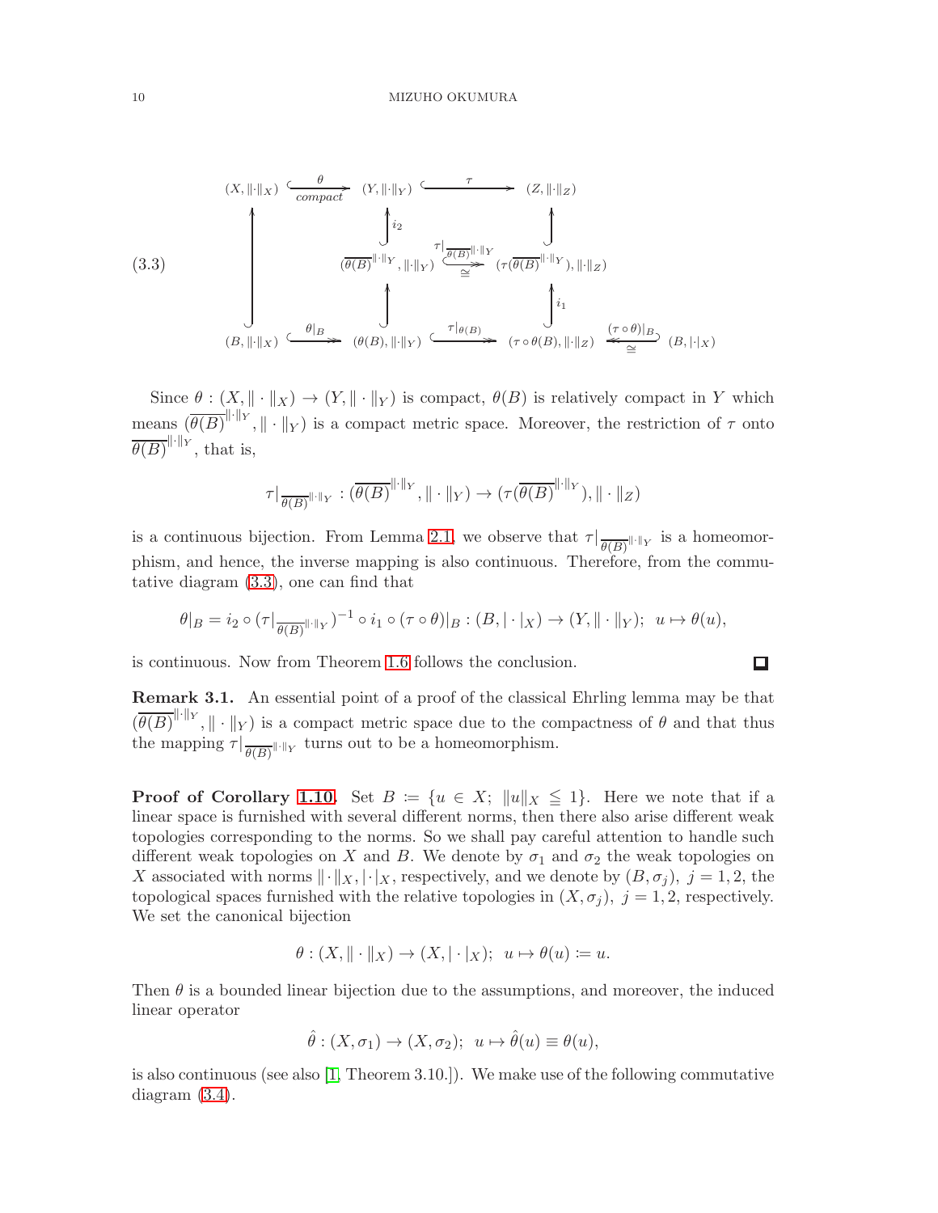$$
\begin{array}{ccccccc}
(X, \|\cdot\|_X) & \xrightarrow[\text{compact}]{\theta} & (Y, \|\cdot\|_Y) & \xrightarrow{\tau} & & & (Z, \|\cdot\|_Z) \\
\uparrow & & \uparrow i_2 & & & & \uparrow \\
 & & (\overline{\theta(B)}^{\|\cdot\|_Y}, \|\cdot\|_Y) & \xrightarrow[\cong]{\tau|_{\overline{\theta(B)}^{\|\cdot\|_Y}}} & & & (\tau(\overline{\theta(B)}^{\|\cdot\|_Y}), \|\cdot\|_Z) \\
 & & \uparrow & & & & \uparrow i_1 \\
(B, \|\cdot\|_X) & \xrightarrow{\theta|_B} & (\theta(B), \|\cdot\|_Y) & \xrightarrow{\tau|_{\theta(B)}} & & & (\tau\circ\theta(B), \|\cdot\|_Z) \xleftarrow[\cong]{(\tau\circ\theta)|_B} (B, |\cdot|_X)
\end{array}
\tag{3.3}
$$

Since $\theta : (X, \|\cdot\|_X) \to (Y, \|\cdot\|_Y)$ is compact, $\theta(B)$ is relatively compact in $Y$ which means $(\overline{\theta(B)}^{\|\cdot\|_Y}, \|\cdot\|_Y)$ is a compact metric space. Moreover, the restriction of $\tau$ onto $\overline{\theta(B)}^{\|\cdot\|_Y}$, that is,

$$
\tau|_{\overline{\theta(B)}^{\|\cdot\|_Y}} : (\overline{\theta(B)}^{\|\cdot\|_Y}, \|\cdot\|_Y) \to (\tau(\overline{\theta(B)}^{\|\cdot\|_Y}), \|\cdot\|_Z)
$$

is a continuous bijection. From Lemma 2.1, we observe that $\tau|_{\overline{\theta(B)}^{\|\cdot\|_Y}}$ is a homeomorphism, and hence, the inverse mapping is also continuous. Therefore, from the commutative diagram (3.3), one can find that

$$
\theta|_B = i_2 \circ (\tau|_{\overline{\theta(B)}^{\|\cdot\|_Y}})^{-1} \circ i_1 \circ (\tau\circ\theta)|_B : (B, |\cdot|_X) \to (Y, \|\cdot\|_Y); \ \ u \mapsto \theta(u),
$$

is continuous. Now from Theorem 1.6 follows the conclusion. ◻

**Remark 3.1.** An essential point of a proof of the classical Ehrling lemma may be that $(\overline{\theta(B)}^{\|\cdot\|_Y}, \|\cdot\|_Y)$ is a compact metric space due to the compactness of $\theta$ and that thus the mapping $\tau|_{\overline{\theta(B)}^{\|\cdot\|_Y}}$ turns out to be a homeomorphism.

**Proof of Corollary 1.10.** Set $B \coloneqq \{u \in X;\ \|u\|_X \leqq 1\}$. Here we note that if a linear space is furnished with several different norms, then there also arise different weak topologies corresponding to the norms. So we shall pay careful attention to handle such different weak topologies on $X$ and $B$. We denote by $\sigma_1$ and $\sigma_2$ the weak topologies on $X$ associated with norms $\|\cdot\|_X, |\cdot|_X$, respectively, and we denote by $(B, \sigma_j),\ j = 1, 2$, the topological spaces furnished with the relative topologies in $(X, \sigma_j),\ j = 1, 2$, respectively. We set the canonical bijection

$$
\theta : (X, \|\cdot\|_X) \to (X, |\cdot|_X); \ \ u \mapsto \theta(u) \coloneqq u.
$$

Then $\theta$ is a bounded linear bijection due to the assumptions, and moreover, the induced linear operator

$$
\hat{\theta} : (X, \sigma_1) \to (X, \sigma_2); \ \ u \mapsto \hat{\theta}(u) \equiv \theta(u),
$$

is also continuous (see also [1, Theorem 3.10.]). We make use of the following commutative diagram (3.4).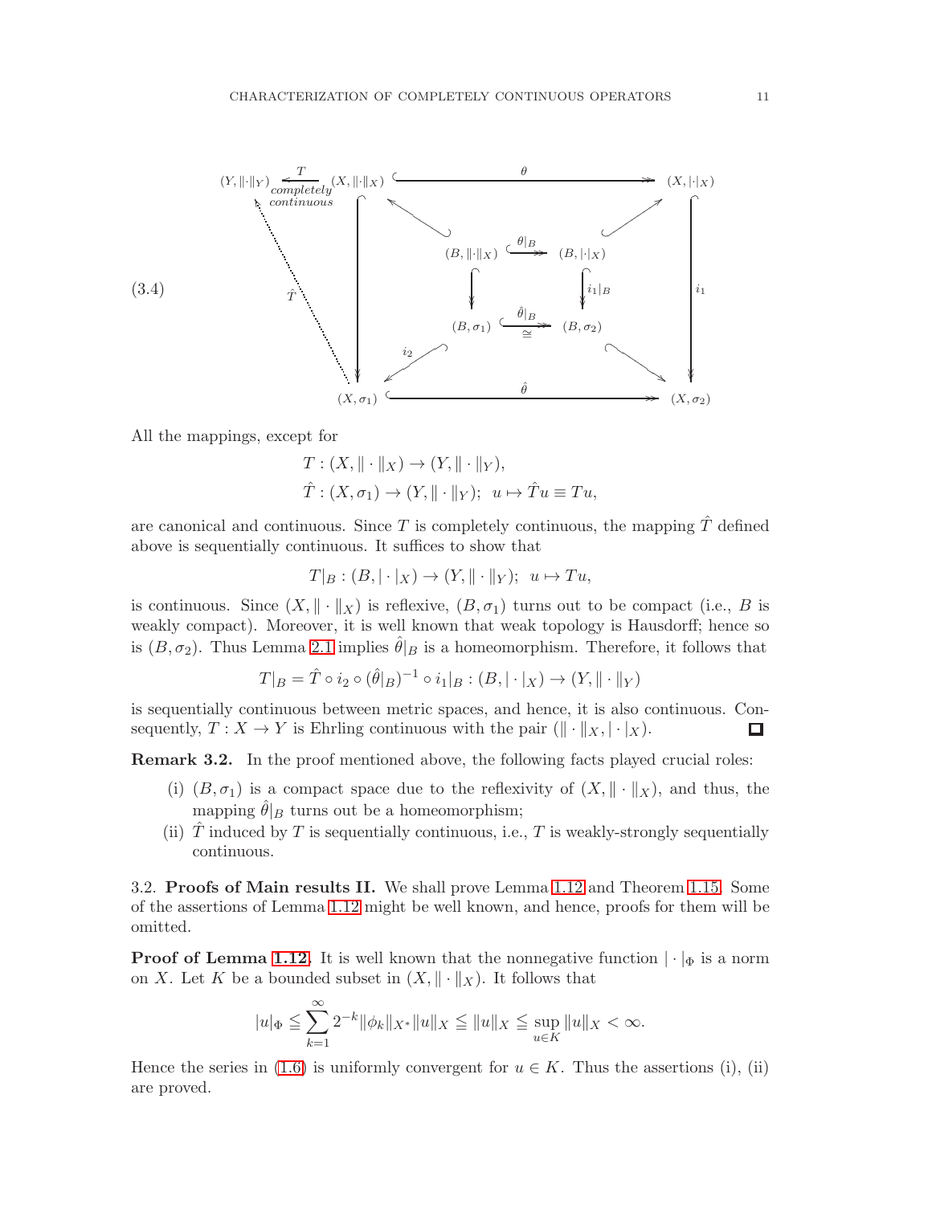(3.4) [Commutative diagram: $(Y,\|\cdot\|_Y) \xleftarrow[\text{completely continuous}]{T} (X,\|\cdot\|_X) \xrightarrow{\theta} (X,|\cdot|_X)$; $(B,\|\cdot\|_X) \xrightarrow{\theta|_B} (B,|\cdot|_X)$; $(B,\sigma_1) \xrightarrow[\cong]{\hat{\theta}|_B} (B,\sigma_2)$; $(X,\sigma_1) \xrightarrow{\hat{\theta}} (X,\sigma_2)$; vertical maps $(X,\|\cdot\|_X)\to(X,\sigma_1)$, $i_1: (X,|\cdot|_X)\to(X,\sigma_2)$, $i_1|_B: (B,|\cdot|_X)\to(B,\sigma_2)$, $(B,\|\cdot\|_X)\to(B,\sigma_1)$; $i_2: (B,\sigma_1)\to(X,\sigma_1)$; $\hat{T}: (X,\sigma_1)\to(Y,\|\cdot\|_Y)$ dotted]

All the mappings, except for

$$T : (X, \|\cdot\|_X) \to (Y, \|\cdot\|_Y),$$
$$\hat{T} : (X, \sigma_1) \to (Y, \|\cdot\|_Y); \;\; u \mapsto \hat{T}u \equiv Tu,$$

are canonical and continuous. Since $T$ is completely continuous, the mapping $\hat{T}$ defined above is sequentially continuous. It suffices to show that

$$T|_B : (B, |\cdot|_X) \to (Y, \|\cdot\|_Y); \;\; u \mapsto Tu,$$

is continuous. Since $(X, \|\cdot\|_X)$ is reflexive, $(B, \sigma_1)$ turns out to be compact (i.e., $B$ is weakly compact). Moreover, it is well known that weak topology is Hausdorff; hence so is $(B, \sigma_2)$. Thus Lemma 2.1 implies $\hat{\theta}|_B$ is a homeomorphism. Therefore, it follows that

$$T|_B = \hat{T} \circ i_2 \circ (\hat{\theta}|_B)^{-1} \circ i_1|_B : (B, |\cdot|_X) \to (Y, \|\cdot\|_Y)$$

is sequentially continuous between metric spaces, and hence, it is also continuous. Consequently, $T : X \to Y$ is Ehrling continuous with the pair $(\|\cdot\|_X, |\cdot|_X)$. $\square$

**Remark 3.2.** In the proof mentioned above, the following facts played crucial roles:

(i) $(B, \sigma_1)$ is a compact space due to the reflexivity of $(X, \|\cdot\|_X)$, and thus, the mapping $\hat{\theta}|_B$ turns out be a homeomorphism;

(ii) $\hat{T}$ induced by $T$ is sequentially continuous, i.e., $T$ is weakly-strongly sequentially continuous.

3.2. **Proofs of Main results II.** We shall prove Lemma 1.12 and Theorem 1.15. Some of the assertions of Lemma 1.12 might be well known, and hence, proofs for them will be omitted.

**Proof of Lemma 1.12.** It is well known that the nonnegative function $|\cdot|_\Phi$ is a norm on $X$. Let $K$ be a bounded subset in $(X, \|\cdot\|_X)$. It follows that

$$|u|_\Phi \leqq \sum_{k=1}^{\infty} 2^{-k} \|\phi_k\|_{X^*} \|u\|_X \leqq \|u\|_X \leqq \sup_{u \in K} \|u\|_X < \infty.$$

Hence the series in (1.6) is uniformly convergent for $u \in K$. Thus the assertions (i), (ii) are proved.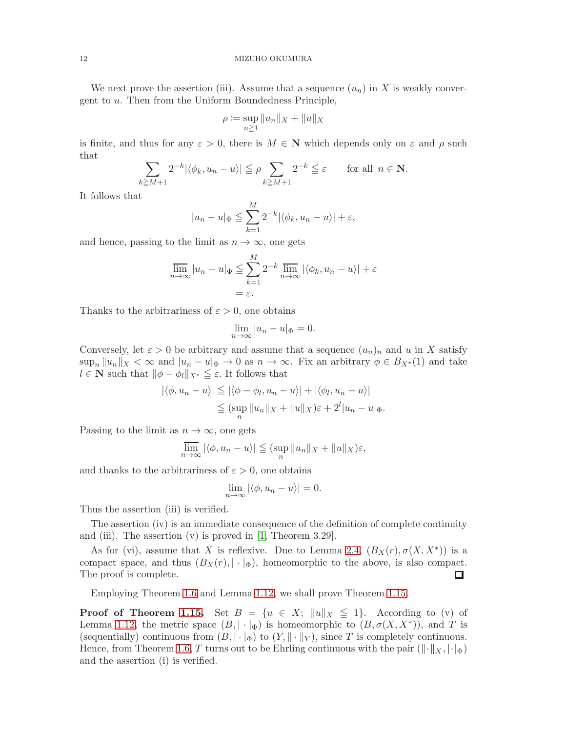We next prove the assertion (iii). Assume that a sequence $(u_n)$ in $X$ is weakly convergent to $u$. Then from the Uniform Boundedness Principle,

$$\rho := \sup_{n \geqq 1} \|u_n\|_X + \|u\|_X$$

is finite, and thus for any $\varepsilon > 0$, there is $M \in \mathbf{N}$ which depends only on $\varepsilon$ and $\rho$ such that

$$\sum_{k \geqq M+1} 2^{-k} |\langle \phi_k, u_n - u \rangle| \leqq \rho \sum_{k \geqq M+1} 2^{-k} \leqq \varepsilon \qquad \text{for all } n \in \mathbf{N}.$$

It follows that

$$|u_n - u|_\Phi \leqq \sum_{k=1}^{M} 2^{-k} |\langle \phi_k, u_n - u \rangle| + \varepsilon,$$

and hence, passing to the limit as $n \to \infty$, one gets

$$\begin{aligned}
\varlimsup_{n \to \infty} |u_n - u|_\Phi &\leqq \sum_{k=1}^{M} 2^{-k} \varlimsup_{n \to \infty} |\langle \phi_k, u_n - u \rangle| + \varepsilon \\
&= \varepsilon.
\end{aligned}$$

Thanks to the arbitrariness of $\varepsilon > 0$, one obtains

$$\lim_{n \to \infty} |u_n - u|_\Phi = 0.$$

Conversely, let $\varepsilon > 0$ be arbitrary and assume that a sequence $(u_n)_n$ and $u$ in $X$ satisfy $\sup_n \|u_n\|_X < \infty$ and $|u_n - u|_\Phi \to 0$ as $n \to \infty$. Fix an arbitrary $\phi \in B_{X^*}(1)$ and take $l \in \mathbf{N}$ such that $\|\phi - \phi_l\|_{X^*} \leqq \varepsilon$. It follows that

$$\begin{aligned}
|\langle \phi, u_n - u \rangle| &\leqq |\langle \phi - \phi_l, u_n - u \rangle| + |\langle \phi_l, u_n - u \rangle| \\
&\leqq (\sup_n \|u_n\|_X + \|u\|_X)\varepsilon + 2^l |u_n - u|_\Phi.
\end{aligned}$$

Passing to the limit as $n \to \infty$, one gets

$$\varlimsup_{n \to \infty} |\langle \phi, u_n - u \rangle| \leqq (\sup_n \|u_n\|_X + \|u\|_X)\varepsilon,$$

and thanks to the arbitrariness of $\varepsilon > 0$, one obtains

$$\lim_{n \to \infty} |\langle \phi, u_n - u \rangle| = 0.$$

Thus the assertion (iii) is verified.

The assertion (iv) is an immediate consequence of the definition of complete continuity and (iii). The assertion (v) is proved in [1, Theorem 3.29].

As for (vi), assume that $X$ is reflexive. Due to Lemma 2.4, $(B_X(r), \sigma(X, X^*))$ is a compact space, and thus $(B_X(r), |\cdot|_\Phi)$, homeomorphic to the above, is also compact. The proof is complete. ◻

Employing Theorem 1.6 and Lemma 1.12, we shall prove Theorem 1.15.

**Proof of Theorem 1.15.** Set $B = \{u \in X;\ \|u\|_X \leqq 1\}$. According to (v) of Lemma 1.12, the metric space $(B, |\cdot|_\Phi)$ is homeomorphic to $(B, \sigma(X, X^*))$, and $T$ is (sequentially) continuous from $(B, |\cdot|_\Phi)$ to $(Y, \|\cdot\|_Y)$, since $T$ is completely continuous. Hence, from Theorem 1.6, $T$ turns out to be Ehrling continuous with the pair $(\|\cdot\|_X, |\cdot|_\Phi)$ and the assertion (i) is verified.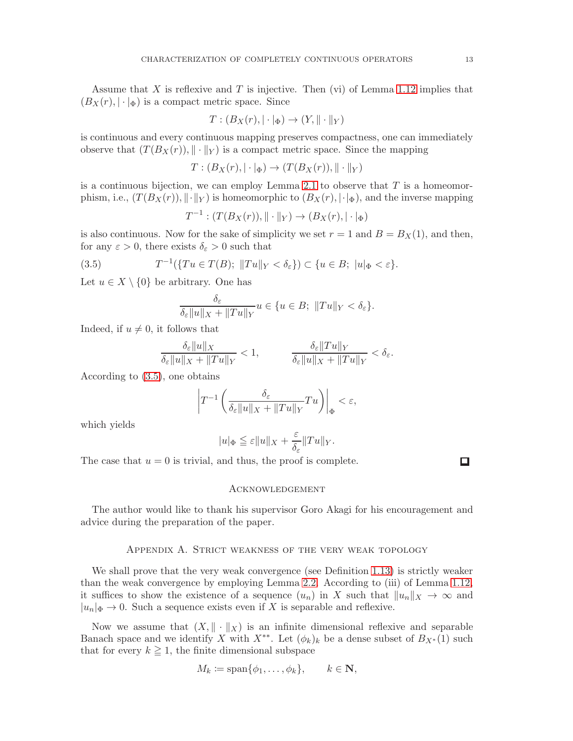Assume that $X$ is reflexive and $T$ is injective. Then (vi) of Lemma 1.12 implies that $(B_X(r), |\cdot|_\Phi)$ is a compact metric space. Since

$$T : (B_X(r), |\cdot|_\Phi) \to (Y, \|\cdot\|_Y)$$

is continuous and every continuous mapping preserves compactness, one can immediately observe that $(T(B_X(r)), \|\cdot\|_Y)$ is a compact metric space. Since the mapping

$$T : (B_X(r), |\cdot|_\Phi) \to (T(B_X(r)), \|\cdot\|_Y)$$

is a continuous bijection, we can employ Lemma 2.1 to observe that $T$ is a homeomorphism, i.e., $(T(B_X(r)), \|\cdot\|_Y)$ is homeomorphic to $(B_X(r), |\cdot|_\Phi)$, and the inverse mapping

$$T^{-1} : (T(B_X(r)), \|\cdot\|_Y) \to (B_X(r), |\cdot|_\Phi)$$

is also continuous. Now for the sake of simplicity we set $r = 1$ and $B = B_X(1)$, and then, for any $\varepsilon > 0$, there exists $\delta_\varepsilon > 0$ such that

$$T^{-1}(\{Tu \in T(B);\ \|Tu\|_Y < \delta_\varepsilon\}) \subset \{u \in B;\ |u|_\Phi < \varepsilon\}. \tag{3.5}$$

Let $u \in X \setminus \{0\}$ be arbitrary. One has

$$\frac{\delta_\varepsilon}{\delta_\varepsilon \|u\|_X + \|Tu\|_Y} u \in \{u \in B;\ \|Tu\|_Y < \delta_\varepsilon\}.$$

Indeed, if $u \neq 0$, it follows that

$$\frac{\delta_\varepsilon \|u\|_X}{\delta_\varepsilon \|u\|_X + \|Tu\|_Y} < 1, \qquad \frac{\delta_\varepsilon \|Tu\|_Y}{\delta_\varepsilon \|u\|_X + \|Tu\|_Y} < \delta_\varepsilon.$$

According to (3.5), one obtains

$$\left| T^{-1}\left( \frac{\delta_\varepsilon}{\delta_\varepsilon \|u\|_X + \|Tu\|_Y} Tu \right) \right|_\Phi < \varepsilon,$$

which yields

$$|u|_\Phi \leqq \varepsilon \|u\|_X + \frac{\varepsilon}{\delta_\varepsilon} \|Tu\|_Y.$$

The case that $u = 0$ is trivial, and thus, the proof is complete. □

## Acknowledgement

The author would like to thank his supervisor Goro Akagi for his encouragement and advice during the preparation of the paper.

## Appendix A. Strict weakness of the very weak topology

We shall prove that the very weak convergence (see Definition 1.13) is strictly weaker than the weak convergence by employing Lemma 2.2. According to (iii) of Lemma 1.12, it suffices to show the existence of a sequence $(u_n)$ in $X$ such that $\|u_n\|_X \to \infty$ and $|u_n|_\Phi \to 0$. Such a sequence exists even if $X$ is separable and reflexive.

Now we assume that $(X, \|\cdot\|_X)$ is an infinite dimensional reflexive and separable Banach space and we identify $X$ with $X^{**}$. Let $(\phi_k)_k$ be a dense subset of $B_{X^*}(1)$ such that for every $k \geqq 1$, the finite dimensional subspace

$$M_k := \operatorname{span}\{\phi_1, \ldots, \phi_k\}, \qquad k \in \mathbf{N},$$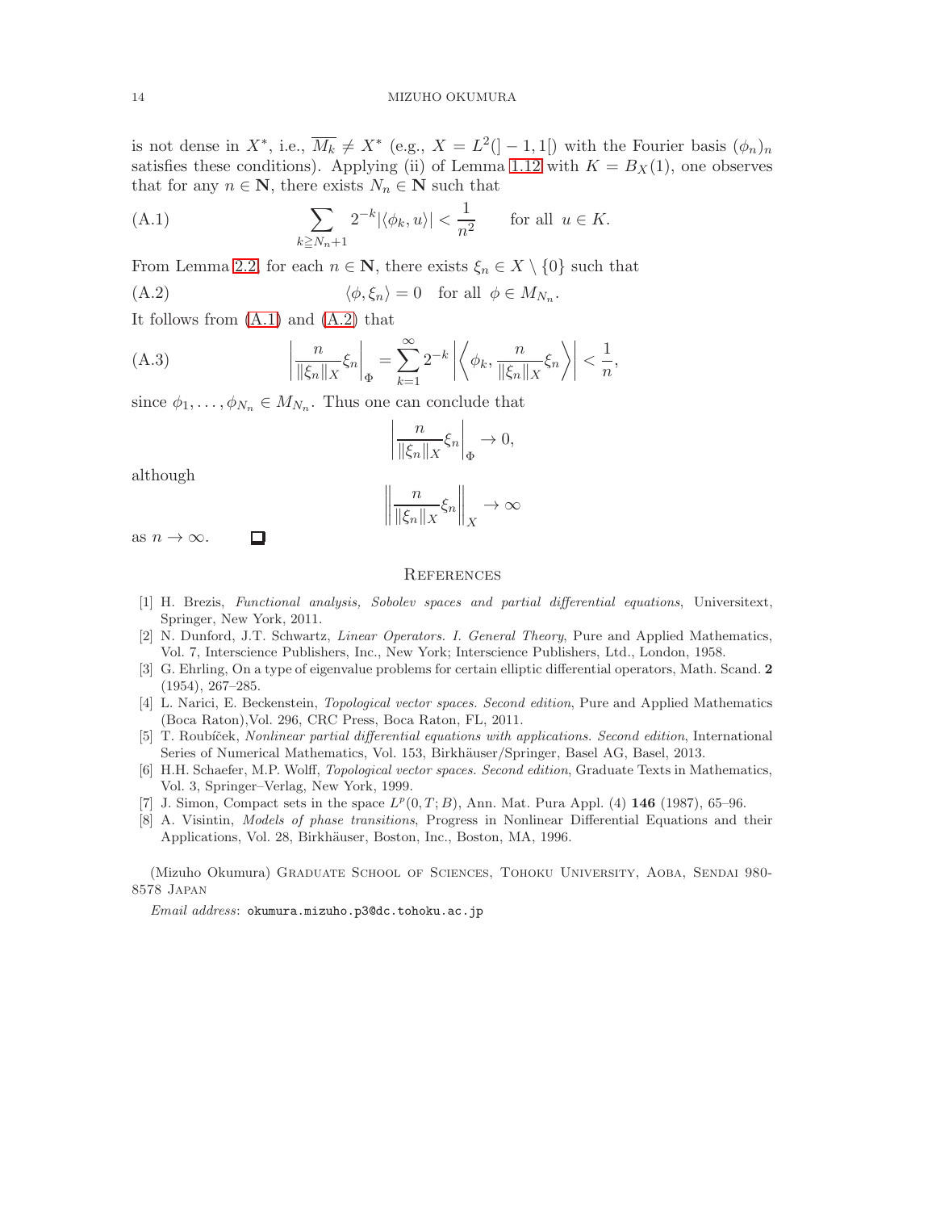is not dense in $X^*$, i.e., $\overline{M_k} \neq X^*$ (e.g., $X = L^2(]-1,1[)$ with the Fourier basis $(\phi_n)_n$ satisfies these conditions). Applying (ii) of Lemma 1.12 with $K = B_X(1)$, one observes that for any $n \in \mathbf{N}$, there exists $N_n \in \mathbf{N}$ such that

$$\sum_{k \geqq N_n+1} 2^{-k} |\langle \phi_k, u \rangle| < \frac{1}{n^2} \qquad \text{for all } u \in K. \tag{A.1}$$

From Lemma 2.2, for each $n \in \mathbf{N}$, there exists $\xi_n \in X \setminus \{0\}$ such that

$$\langle \phi, \xi_n \rangle = 0 \quad \text{for all } \phi \in M_{N_n}. \tag{A.2}$$

It follows from (A.1) and (A.2) that

$$\left| \frac{n}{\|\xi_n\|_X} \xi_n \right|_\Phi = \sum_{k=1}^{\infty} 2^{-k} \left| \left\langle \phi_k, \frac{n}{\|\xi_n\|_X} \xi_n \right\rangle \right| < \frac{1}{n}, \tag{A.3}$$

since $\phi_1, \ldots, \phi_{N_n} \in M_{N_n}$. Thus one can conclude that

$$\left| \frac{n}{\|\xi_n\|_X} \xi_n \right|_\Phi \to 0,$$

although

$$\left\| \frac{n}{\|\xi_n\|_X} \xi_n \right\|_X \to \infty$$

as $n \to \infty$. ❑

## References

[1] H. Brezis, *Functional analysis, Sobolev spaces and partial differential equations*, Universitext, Springer, New York, 2011.

[2] N. Dunford, J.T. Schwartz, *Linear Operators. I. General Theory*, Pure and Applied Mathematics, Vol. 7, Interscience Publishers, Inc., New York; Interscience Publishers, Ltd., London, 1958.

[3] G. Ehrling, On a type of eigenvalue problems for certain elliptic differential operators, Math. Scand. **2** (1954), 267–285.

[4] L. Narici, E. Beckenstein, *Topological vector spaces. Second edition*, Pure and Applied Mathematics (Boca Raton),Vol. 296, CRC Press, Boca Raton, FL, 2011.

[5] T. Roubíček, *Nonlinear partial differential equations with applications. Second edition*, International Series of Numerical Mathematics, Vol. 153, Birkhäuser/Springer, Basel AG, Basel, 2013.

[6] H.H. Schaefer, M.P. Wolff, *Topological vector spaces. Second edition*, Graduate Texts in Mathematics, Vol. 3, Springer–Verlag, New York, 1999.

[7] J. Simon, Compact sets in the space $L^p(0,T;B)$, Ann. Mat. Pura Appl. (4) **146** (1987), 65–96.

[8] A. Visintin, *Models of phase transitions*, Progress in Nonlinear Differential Equations and their Applications, Vol. 28, Birkhäuser, Boston, Inc., Boston, MA, 1996.

(Mizuho Okumura) Graduate School of Sciences, Tohoku University, Aoba, Sendai 980-8578 Japan

*Email address*: okumura.mizuho.p3@dc.tohoku.ac.jp